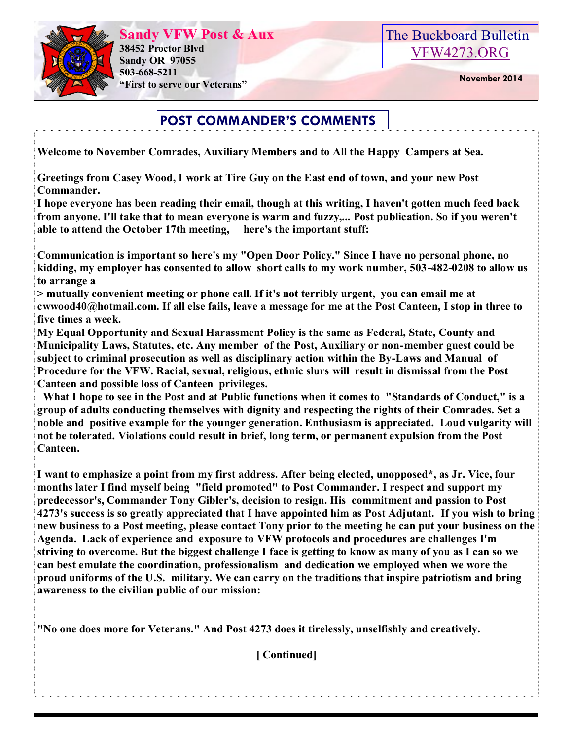**Sandy VFW Post & Aux**
**38452 Proctor Blvd**
**Sandy OR 97055**
**503-668-5211**
**"First to serve our Veterans"**

The Buckboard Bulletin
VFW4273.ORG

**November 2014**

## POST COMMANDER'S COMMENTS

**Welcome to November Comrades, Auxiliary Members and to All the Happy Campers at Sea.**

**Greetings from Casey Wood, I work at Tire Guy on the East end of town, and your new Post Commander.**
**I hope everyone has been reading their email, though at this writing, I haven't gotten much feed back from anyone. I'll take that to mean everyone is warm and fuzzy,... Post publication. So if you weren't able to attend the October 17th meeting, here's the important stuff:**

**Communication is important so here's my "Open Door Policy." Since I have no personal phone, no kidding, my employer has consented to allow short calls to my work number, 503-482-0208 to allow us to arrange a**
**> mutually convenient meeting or phone call. If it's not terribly urgent, you can email me at cwwood40@hotmail.com. If all else fails, leave a message for me at the Post Canteen, I stop in three to five times a week.**
**My Equal Opportunity and Sexual Harassment Policy is the same as Federal, State, County and Municipality Laws, Statutes, etc. Any member of the Post, Auxiliary or non-member guest could be subject to criminal prosecution as well as disciplinary action within the By-Laws and Manual of Procedure for the VFW. Racial, sexual, religious, ethnic slurs will result in dismissal from the Post Canteen and possible loss of Canteen privileges.**
**What I hope to see in the Post and at Public functions when it comes to "Standards of Conduct," is a group of adults conducting themselves with dignity and respecting the rights of their Comrades. Set a noble and positive example for the younger generation. Enthusiasm is appreciated. Loud vulgarity will not be tolerated. Violations could result in brief, long term, or permanent expulsion from the Post Canteen.**

**I want to emphasize a point from my first address. After being elected, unopposed*, as Jr. Vice, four months later I find myself being "field promoted" to Post Commander. I respect and support my predecessor's, Commander Tony Gibler's, decision to resign. His commitment and passion to Post 4273's success is so greatly appreciated that I have appointed him as Post Adjutant. If you wish to bring new business to a Post meeting, please contact Tony prior to the meeting he can put your business on the Agenda. Lack of experience and exposure to VFW protocols and procedures are challenges I'm striving to overcome. But the biggest challenge I face is getting to know as many of you as I can so we can best emulate the coordination, professionalism and dedication we employed when we wore the proud uniforms of the U.S. military. We can carry on the traditions that inspire patriotism and bring awareness to the civilian public of our mission:**

**"No one does more for Veterans." And Post 4273 does it tirelessly, unselfishly and creatively.**

**[ Continued]**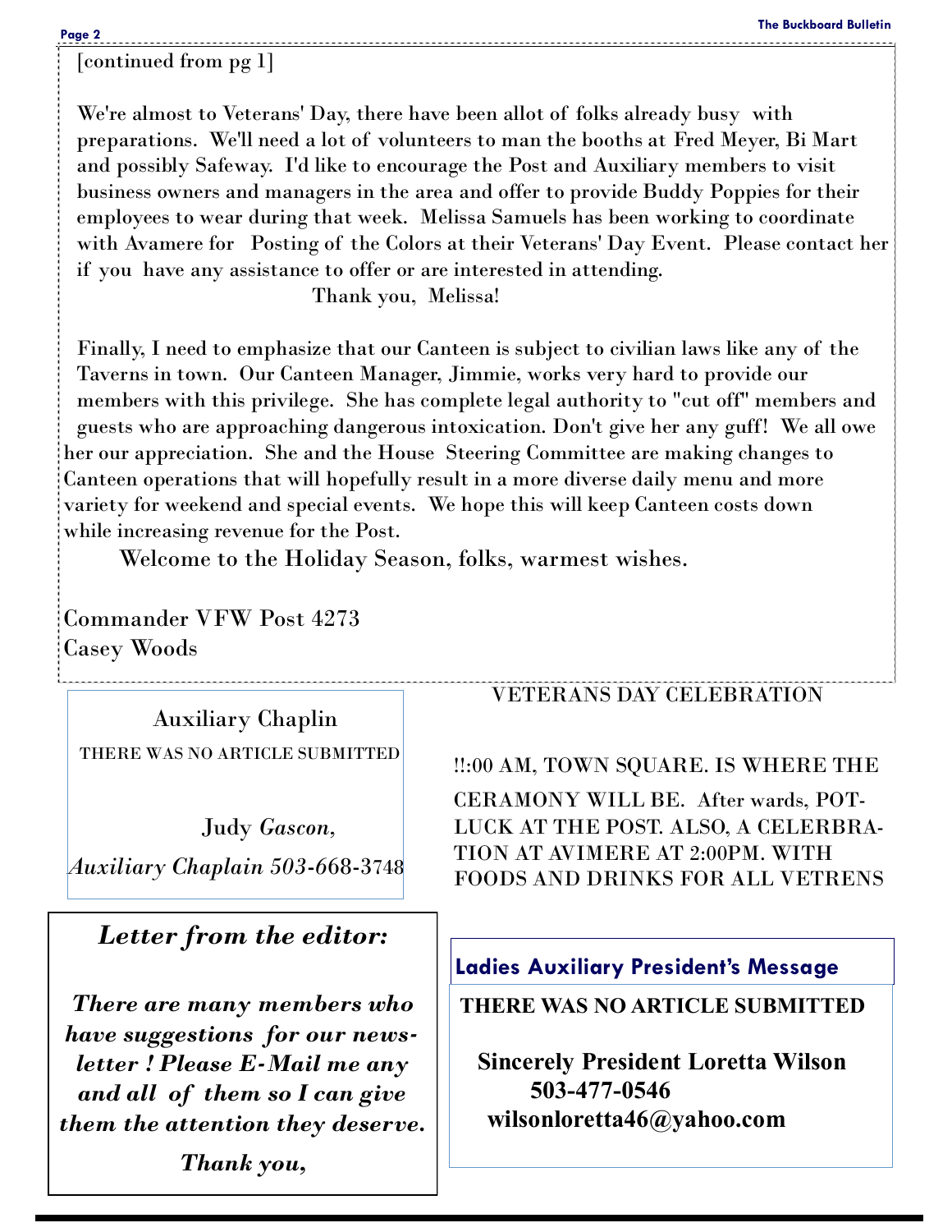[continued from pg 1]

We're almost to Veterans' Day, there have been allot of folks already busy with preparations. We'll need a lot of volunteers to man the booths at Fred Meyer, Bi Mart and possibly Safeway. I'd like to encourage the Post and Auxiliary members to visit business owners and managers in the area and offer to provide Buddy Poppies for their employees to wear during that week. Melissa Samuels has been working to coordinate with Avamere for Posting of the Colors at their Veterans' Day Event. Please contact her if you have any assistance to offer or are interested in attending.

Thank you, Melissa!

Finally, I need to emphasize that our Canteen is subject to civilian laws like any of the Taverns in town. Our Canteen Manager, Jimmie, works very hard to provide our members with this privilege. She has complete legal authority to "cut off" members and guests who are approaching dangerous intoxication. Don't give her any guff! We all owe her our appreciation. She and the House Steering Committee are making changes to Canteen operations that will hopefully result in a more diverse daily menu and more variety for weekend and special events. We hope this will keep Canteen costs down while increasing revenue for the Post.

Welcome to the Holiday Season, folks, warmest wishes.

Commander VFW Post 4273
Casey Woods

## Auxiliary Chaplin

THERE WAS NO ARTICLE SUBMITTED

Judy *Gascon,*
*Auxiliary Chaplain 503-*668-3748

## *Letter from the editor:*

***There are many members who have suggestions for our newsletter ! Please E-Mail me any and all of them so I can give them the attention they deserve.***

***Thank you,***

## VETERANS DAY CELEBRATION

!!:00 AM, TOWN SQUARE. IS WHERE THE CERAMONY WILL BE. After wards, POT-LUCK AT THE POST. ALSO, A CELERBRATION AT AVIMERE AT 2:00PM. WITH FOODS AND DRINKS FOR ALL VETRENS

## Ladies Auxiliary President's Message

**THERE WAS NO ARTICLE SUBMITTED**

**Sincerely President Loretta Wilson**
**503-477-0546**
**wilsonloretta46@yahoo.com**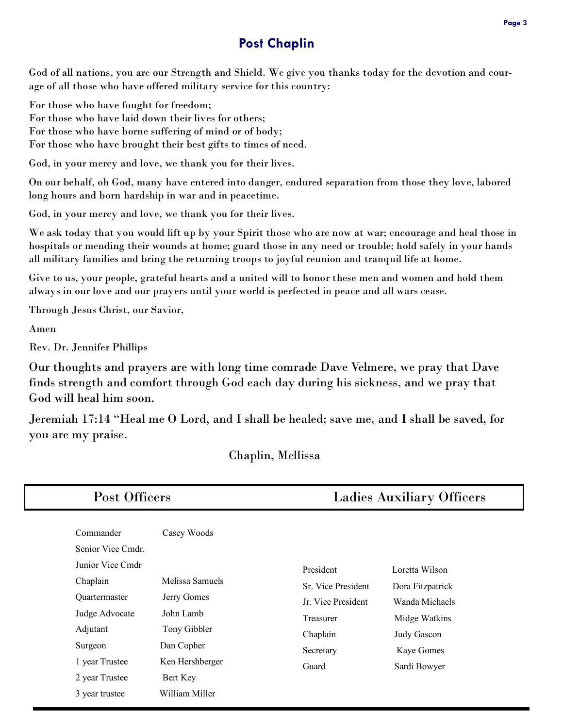## Post Chaplin

God of all nations, you are our Strength and Shield. We give you thanks today for the devotion and courage of all those who have offered military service for this country:

For those who have fought for freedom;
For those who have laid down their lives for others;
For those who have borne suffering of mind or of body;
For those who have brought their best gifts to times of need.

God, in your mercy and love, we thank you for their lives.

On our behalf, oh God, many have entered into danger, endured separation from those they love, labored long hours and born hardship in war and in peacetime.

God, in your mercy and love, we thank you for their lives.

We ask today that you would lift up by your Spirit those who are now at war; encourage and heal those in hospitals or mending their wounds at home; guard those in any need or trouble; hold safely in your hands all military families and bring the returning troops to joyful reunion and tranquil life at home.

Give to us, your people, grateful hearts and a united will to honor these men and women and hold them always in our love and our prayers until your world is perfected in peace and all wars cease.

Through Jesus Christ, our Savior,

Amen

Rev. Dr. Jennifer Phillips

Our thoughts and prayers are with long time comrade Dave Velmere, we pray that Dave finds strength and comfort through God each day during his sickness, and we pray that God will heal him soon.

Jeremiah 17:14 "Heal me O Lord, and I shall be healed; save me, and I shall be saved, for you are my praise.

Chaplin, Mellissa

## Post Officers

| Position | Name |
|---|---|
| Commander | Casey Woods |
| Senior Vice Cmdr. | |
| Junior Vice Cmdr | |
| Chaplain | Melissa Samuels |
| Quartermaster | Jerry Gomes |
| Judge Advocate | John Lamb |
| Adjutant | Tony Gibbler |
| Surgeon | Dan Copher |
| 1 year Trustee | Ken Hershberger |
| 2 year Trustee | Bert Key |
| 3 year trustee | William Miller |

## Ladies Auxiliary Officers

| Position | Name |
|---|---|
| President | Loretta Wilson |
| Sr. Vice President | Dora Fitzpatrick |
| Jr. Vice President | Wanda Michaels |
| Treasurer | Midge Watkins |
| Chaplain | Judy Gascon |
| Secretary | Kaye Gomes |
| Guard | Sardi Bowyer |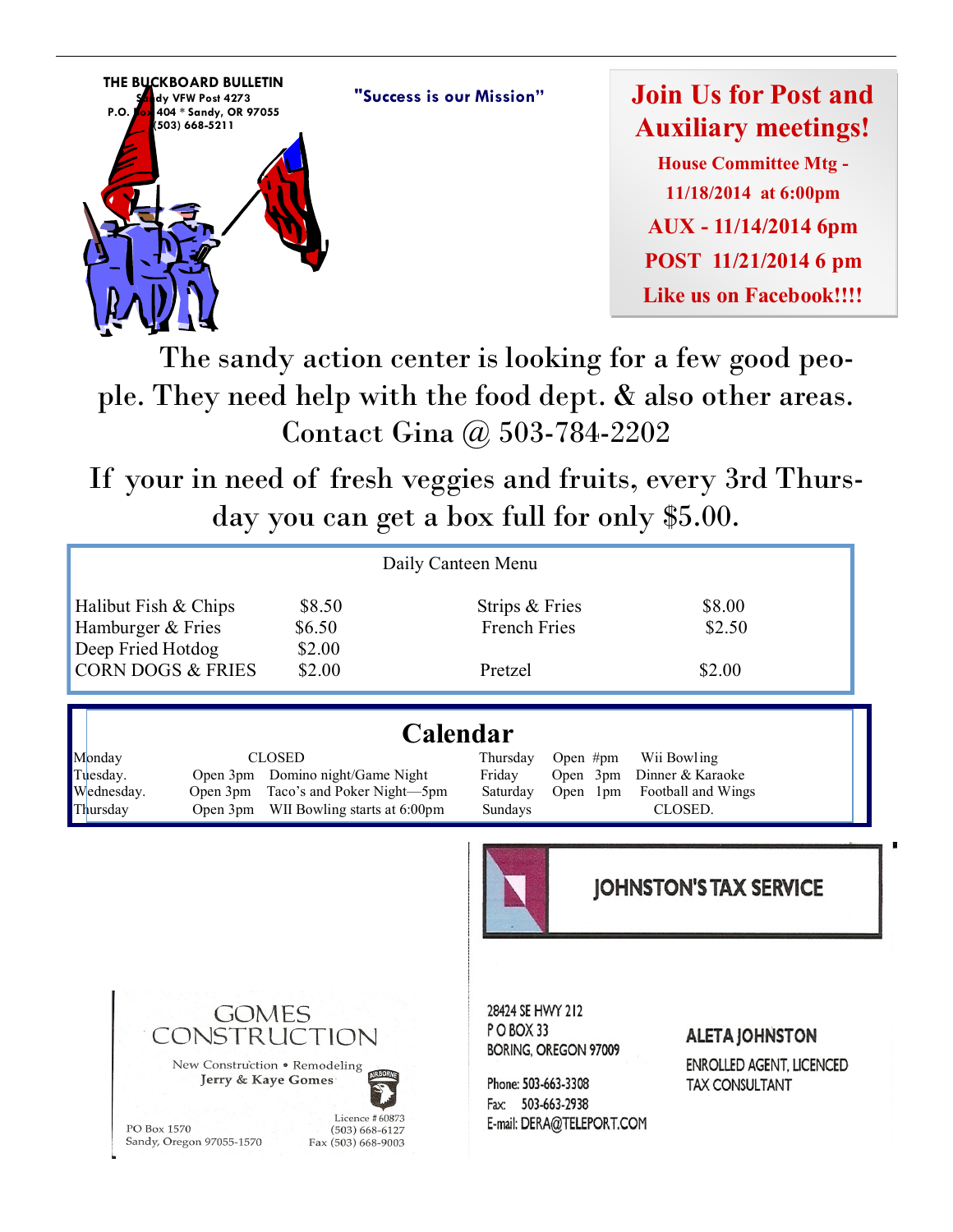**THE BUCKBOARD BULLETIN**
Sandy VFW Post 4273
P.O. Box 404 * Sandy, OR 97055
(503) 668-5211

**"Success is our Mission"**

## Join Us for Post and Auxiliary meetings!

**House Committee Mtg - 11/18/2014 at 6:00pm**

**AUX - 11/14/2014 6pm**

**POST 11/21/2014 6 pm**

**Like us on Facebook!!!!**

The sandy action center is looking for a few good people. They need help with the food dept. & also other areas. Contact Gina @ 503-784-2202

If your in need of fresh veggies and fruits, every 3rd Thursday you can get a box full for only $5.00.

Daily Canteen Menu

| | | | |
|---|---|---|---|
| Halibut Fish & Chips | $8.50 | Strips & Fries | $8.00 |
| Hamburger & Fries | $6.50 | French Fries | $2.50 |
| Deep Fried Hotdog | $2.00 | | |
| CORN DOGS & FRIES | $2.00 | Pretzel | $2.00 |

## Calendar

| | | | | | | |
|---|---|---|---|---|---|---|
| Monday | | CLOSED | Thursday | Open | #pm | Wii Bowling |
| Tuesday. | Open 3pm | Domino night/Game Night | Friday | Open | 3pm | Dinner & Karaoke |
| Wednesday. | Open 3pm | Taco's and Poker Night—5pm | Saturday | Open | 1pm | Football and Wings |
| Thursday | Open 3pm | WII Bowling starts at 6:00pm | Sundays | | | CLOSED. |

**GOMES CONSTRUCTION**
New Construction • Remodeling
Jerry & Kaye Gomes
PO Box 1570
Sandy, Oregon 97055-1570
Licence # 60873
(503) 668-6127
Fax (503) 668-9003

**JOHNSTON'S TAX SERVICE**
28424 SE HWY 212
P O BOX 33
BORING, OREGON 97009
Phone: 503-663-3308
Fax: 503-663-2938
E-mail: DERA@TELEPORT.COM

**ALETA JOHNSTON**
ENROLLED AGENT, LICENCED TAX CONSULTANT